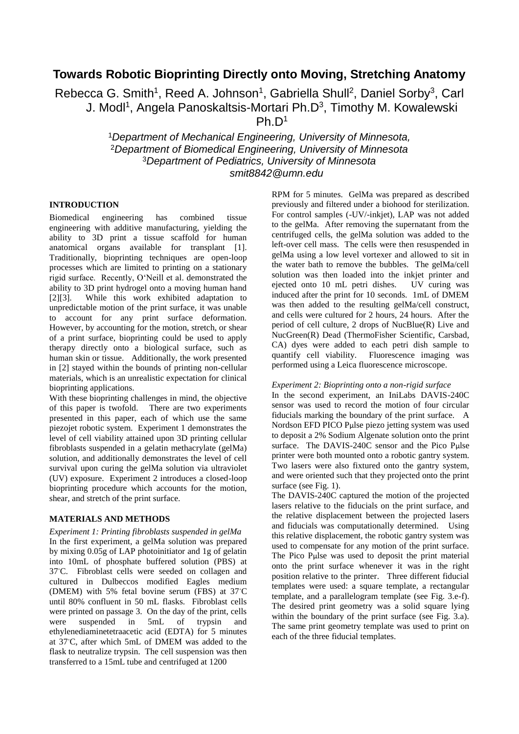# Towards Robotic Bioprinting Directly onto Moving, Stretching Anatomy

Rebecca G. Smith[1], Reed A. Johnson[1], Gabriella Shull[2], Daniel Sorby[3], Carl J. Modl[1], Angela Panoskaltsis-Mortari Ph.D[3], Timothy M. Kowalewski Ph.D[1]

[1]*Department of Mechanical Engineering, University of Minnesota,*
[2]*Department of Biomedical Engineering, University of Minnesota*
[3]*Department of Pediatrics, University of Minnesota*
*smit8842@umn.edu*

## INTRODUCTION

Biomedical engineering has combined tissue engineering with additive manufacturing, yielding the ability to 3D print a tissue scaffold for human anatomical organs available for transplant [1]. Traditionally, bioprinting techniques are open-loop processes which are limited to printing on a stationary rigid surface. Recently, O'Neill et al. demonstrated the ability to 3D print hydrogel onto a moving human hand [2][3]. While this work exhibited adaptation to unpredictable motion of the print surface, it was unable to account for any print surface deformation. However, by accounting for the motion, stretch, or shear of a print surface, bioprinting could be used to apply therapy directly onto a biological surface, such as human skin or tissue. Additionally, the work presented in [2] stayed within the bounds of printing non-cellular materials, which is an unrealistic expectation for clinical bioprinting applications.

With these bioprinting challenges in mind, the objective of this paper is twofold. There are two experiments presented in this paper, each of which use the same piezojet robotic system. Experiment 1 demonstrates the level of cell viability attained upon 3D printing cellular fibroblasts suspended in a gelatin methacrylate (gelMa) solution, and additionally demonstrates the level of cell survival upon curing the gelMa solution via ultraviolet (UV) exposure. Experiment 2 introduces a closed-loop bioprinting procedure which accounts for the motion, shear, and stretch of the print surface.

## MATERIALS AND METHODS

*Experiment 1: Printing fibroblasts suspended in gelMa*

In the first experiment, a gelMa solution was prepared by mixing 0.05g of LAP photoinitiator and 1g of gelatin into 10mL of phosphate buffered solution (PBS) at 37°C. Fibroblast cells were seeded on collagen and cultured in Dulbeccos modified Eagles medium (DMEM) with 5% fetal bovine serum (FBS) at 37°C until 80% confluent in 50 mL flasks. Fibroblast cells were printed on passage 3. On the day of the print, cells were suspended in 5mL of trypsin and ethylenediaminetetraacetic acid (EDTA) for 5 minutes at 37°C, after which 5mL of DMEM was added to the flask to neutralize trypsin. The cell suspension was then transferred to a 15mL tube and centrifuged at 1200 RPM for 5 minutes. GelMa was prepared as described previously and filtered under a biohood for sterilization. For control samples (-UV/-inkjet), LAP was not added to the gelMa. After removing the supernatant from the centrifuged cells, the gelMa solution was added to the left-over cell mass. The cells were then resuspended in gelMa using a low level vortexer and allowed to sit in the water bath to remove the bubbles. The gelMa/cell solution was then loaded into the inkjet printer and ejected onto 10 mL petri dishes. UV curing was induced after the print for 10 seconds. 1mL of DMEM was then added to the resulting gelMa/cell construct, and cells were cultured for 2 hours, 24 hours. After the period of cell culture, 2 drops of NucBlue(R) Live and NucGreen(R) Dead (ThermoFisher Scientific, Carsbad, CA) dyes were added to each petri dish sample to quantify cell viability. Fluorescence imaging was performed using a Leica fluorescence microscope.

*Experiment 2: Bioprinting onto a non-rigid surface*

In the second experiment, an IniLabs DAVIS-240C sensor was used to record the motion of four circular fiducials marking the boundary of the print surface. A Nordson EFD PICO Pμlse piezo jetting system was used to deposit a 2% Sodium Algenate solution onto the print surface. The DAVIS-240C sensor and the Pico Pμlse printer were both mounted onto a robotic gantry system. Two lasers were also fixtured onto the gantry system, and were oriented such that they projected onto the print surface (see Fig. 1).

The DAVIS-240C captured the motion of the projected lasers relative to the fiducials on the print surface, and the relative displacement between the projected lasers and fiducials was computationally determined. Using this relative displacement, the robotic gantry system was used to compensate for any motion of the print surface. The Pico Pμlse was used to deposit the print material onto the print surface whenever it was in the right position relative to the printer. Three different fiducial templates were used: a square template, a rectangular template, and a parallelogram template (see Fig. 3.e-f). The desired print geometry was a solid square lying within the boundary of the print surface (see Fig. 3.a). The same print geometry template was used to print on each of the three fiducial templates.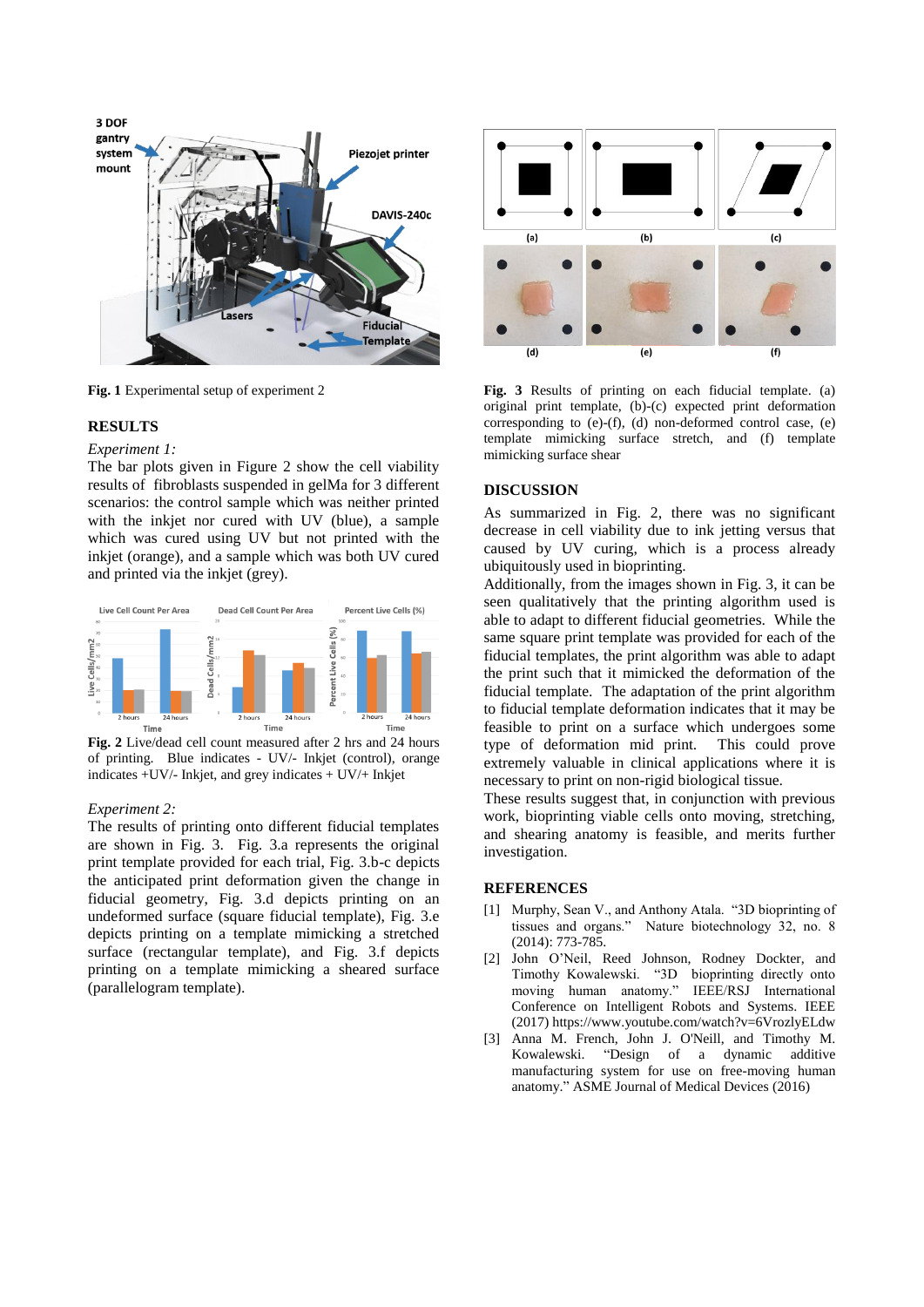3 DOF gantry system mount

Piezojet printer

DAVIS-240c

Lasers

Fiducial Template

**Fig. 1** Experimental setup of experiment 2

## RESULTS

*Experiment 1:*

The bar plots given in Figure 2 show the cell viability results of fibroblasts suspended in gelMa for 3 different scenarios: the control sample which was neither printed with the inkjet nor cured with UV (blue), a sample which was cured using UV but not printed with the inkjet (orange), and a sample which was both UV cured and printed via the inkjet (grey).

Live Cell Count Per Area

Dead Cell Count Per Area

Percent Live Cells (%)

Live Cells/mm2

Dead Cells/mm2

Percent Live Cells (%)

2 hours

24 hours

Time

**Fig. 2** Live/dead cell count measured after 2 hrs and 24 hours of printing. Blue indicates - UV/- Inkjet (control), orange indicates +UV/- Inkjet, and grey indicates + UV/+ Inkjet

*Experiment 2:*

The results of printing onto different fiducial templates are shown in Fig. 3. Fig. 3.a represents the original print template provided for each trial, Fig. 3.b-c depicts the anticipated print deformation given the change in fiducial geometry, Fig. 3.d depicts printing on an undeformed surface (square fiducial template), Fig. 3.e depicts printing on a template mimicking a stretched surface (rectangular template), and Fig. 3.f depicts printing on a template mimicking a sheared surface (parallelogram template).

(a) (b) (c)

(d) (e) (f)

**Fig. 3** Results of printing on each fiducial template. (a) original print template, (b)-(c) expected print deformation corresponding to (e)-(f), (d) non-deformed control case, (e) template mimicking surface stretch, and (f) template mimicking surface shear

## DISCUSSION

As summarized in Fig. 2, there was no significant decrease in cell viability due to ink jetting versus that caused by UV curing, which is a process already ubiquitously used in bioprinting.

Additionally, from the images shown in Fig. 3, it can be seen qualitatively that the printing algorithm used is able to adapt to different fiducial geometries. While the same square print template was provided for each of the fiducial templates, the print algorithm was able to adapt the print such that it mimicked the deformation of the fiducial template. The adaptation of the print algorithm to fiducial template deformation indicates that it may be feasible to print on a surface which undergoes some type of deformation mid print. This could prove extremely valuable in clinical applications where it is necessary to print on non-rigid biological tissue.

These results suggest that, in conjunction with previous work, bioprinting viable cells onto moving, stretching, and shearing anatomy is feasible, and merits further investigation.

## REFERENCES

[1] Murphy, Sean V., and Anthony Atala. "3D bioprinting of tissues and organs." Nature biotechnology 32, no. 8 (2014): 773-785.

[2] John O'Neil, Reed Johnson, Rodney Dockter, and Timothy Kowalewski. "3D bioprinting directly onto moving human anatomy." IEEE/RSJ International Conference on Intelligent Robots and Systems. IEEE (2017) https://www.youtube.com/watch?v=6VrozlyELdw

[3] Anna M. French, John J. O'Neill, and Timothy M. Kowalewski. "Design of a dynamic additive manufacturing system for use on free-moving human anatomy." ASME Journal of Medical Devices (2016)